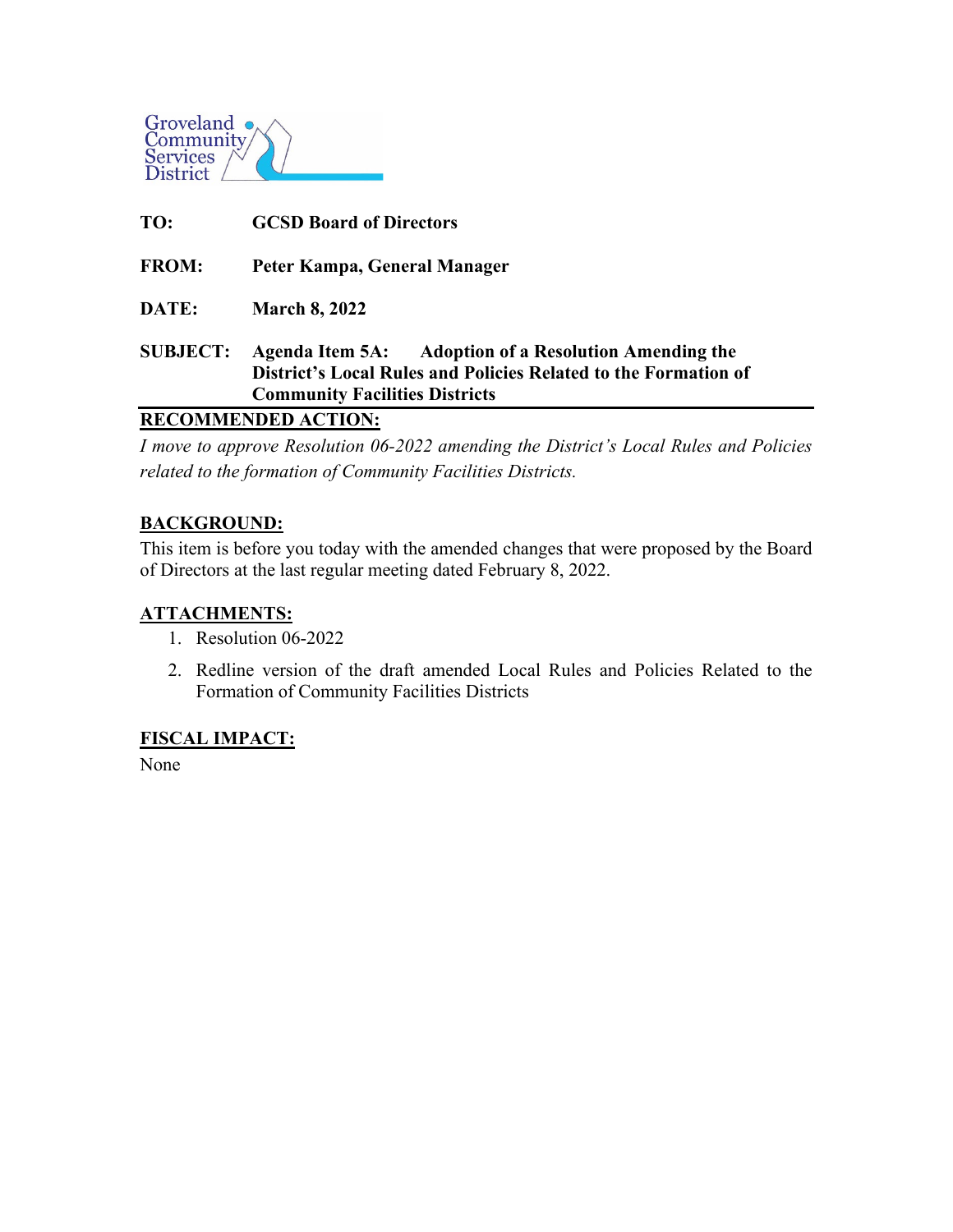Groveland Community Services District

**TO:** **GCSD Board of Directors**

**FROM:** **Peter Kampa, General Manager**

**DATE:** **March 8, 2022**

**SUBJECT:** **Agenda Item 5A: Adoption of a Resolution Amending the District's Local Rules and Policies Related to the Formation of Community Facilities Districts**

## RECOMMENDED ACTION:

*I move to approve Resolution 06-2022 amending the District's Local Rules and Policies related to the formation of Community Facilities Districts.*

## BACKGROUND:

This item is before you today with the amended changes that were proposed by the Board of Directors at the last regular meeting dated February 8, 2022.

## ATTACHMENTS:

1. Resolution 06-2022
2. Redline version of the draft amended Local Rules and Policies Related to the Formation of Community Facilities Districts

## FISCAL IMPACT:

None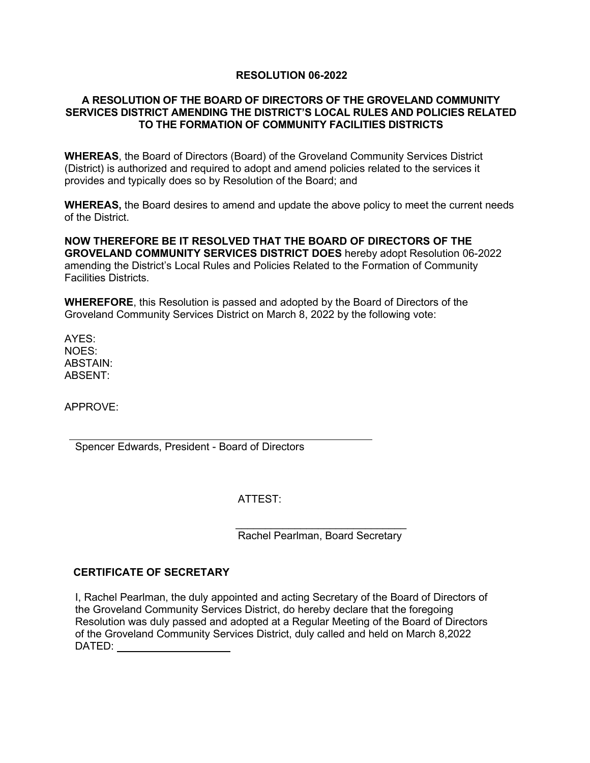# RESOLUTION 06-2022

## A RESOLUTION OF THE BOARD OF DIRECTORS OF THE GROVELAND COMMUNITY SERVICES DISTRICT AMENDING THE DISTRICT'S LOCAL RULES AND POLICIES RELATED TO THE FORMATION OF COMMUNITY FACILITIES DISTRICTS

**WHEREAS**, the Board of Directors (Board) of the Groveland Community Services District (District) is authorized and required to adopt and amend policies related to the services it provides and typically does so by Resolution of the Board; and

**WHEREAS,** the Board desires to amend and update the above policy to meet the current needs of the District.

**NOW THEREFORE BE IT RESOLVED THAT THE BOARD OF DIRECTORS OF THE GROVELAND COMMUNITY SERVICES DISTRICT DOES** hereby adopt Resolution 06-2022 amending the District's Local Rules and Policies Related to the Formation of Community Facilities Districts.

**WHEREFORE**, this Resolution is passed and adopted by the Board of Directors of the Groveland Community Services District on March 8, 2022 by the following vote:

AYES:
NOES:
ABSTAIN:
ABSENT:

APPROVE:

\_\_\_\_\_\_\_\_\_\_\_\_\_\_\_\_\_\_\_\_\_\_\_\_\_\_\_\_\_\_\_\_\_\_\_\_\_\_\_\_
Spencer Edwards, President - Board of Directors

ATTEST:

\_\_\_\_\_\_\_\_\_\_\_\_\_\_\_\_\_\_\_\_\_\_\_\_\_\_\_\_\_\_
Rachel Pearlman, Board Secretary

**CERTIFICATE OF SECRETARY**

I, Rachel Pearlman, the duly appointed and acting Secretary of the Board of Directors of the Groveland Community Services District, do hereby declare that the foregoing Resolution was duly passed and adopted at a Regular Meeting of the Board of Directors of the Groveland Community Services District, duly called and held on March 8,2022
DATED: \_\_\_\_\_\_\_\_\_\_\_\_\_\_\_\_\_\_\_\_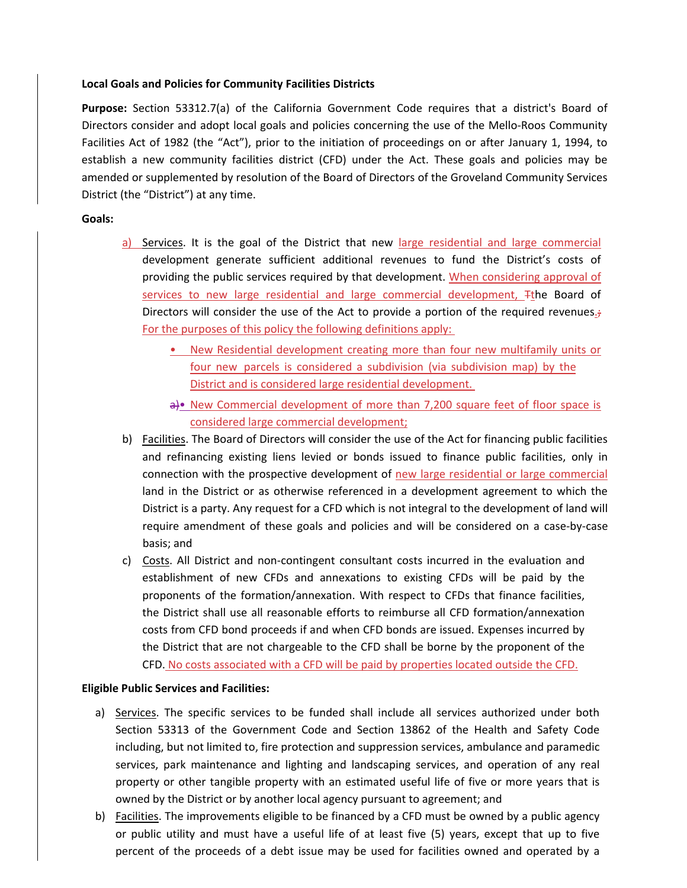**Local Goals and Policies for Community Facilities Districts**

**Purpose:** Section 53312.7(a) of the California Government Code requires that a district's Board of Directors consider and adopt local goals and policies concerning the use of the Mello-Roos Community Facilities Act of 1982 (the "Act"), prior to the initiation of proceedings on or after January 1, 1994, to establish a new community facilities district (CFD) under the Act. These goals and policies may be amended or supplemented by resolution of the Board of Directors of the Groveland Community Services District (the "District") at any time.

**Goals:**

a) Services. It is the goal of the District that new large residential and large commercial development generate sufficient additional revenues to fund the District's costs of providing the public services required by that development. When considering approval of services to new large residential and large commercial development, the Board of Directors will consider the use of the Act to provide a portion of the required revenues. For the purposes of this policy the following definitions apply:

   - New Residential development creating more than four new multifamily units or four new parcels is considered a subdivision (via subdivision map) by the District and is considered large residential development.
   - New Commercial development of more than 7,200 square feet of floor space is considered large commercial development;

b) Facilities. The Board of Directors will consider the use of the Act for financing public facilities and refinancing existing liens levied or bonds issued to finance public facilities, only in connection with the prospective development of new large residential or large commercial land in the District or as otherwise referenced in a development agreement to which the District is a party. Any request for a CFD which is not integral to the development of land will require amendment of these goals and policies and will be considered on a case-by-case basis; and

c) Costs. All District and non-contingent consultant costs incurred in the evaluation and establishment of new CFDs and annexations to existing CFDs will be paid by the proponents of the formation/annexation. With respect to CFDs that finance facilities, the District shall use all reasonable efforts to reimburse all CFD formation/annexation costs from CFD bond proceeds if and when CFD bonds are issued. Expenses incurred by the District that are not chargeable to the CFD shall be borne by the proponent of the CFD. No costs associated with a CFD will be paid by properties located outside the CFD.

**Eligible Public Services and Facilities:**

a) Services. The specific services to be funded shall include all services authorized under both Section 53313 of the Government Code and Section 13862 of the Health and Safety Code including, but not limited to, fire protection and suppression services, ambulance and paramedic services, park maintenance and lighting and landscaping services, and operation of any real property or other tangible property with an estimated useful life of five or more years that is owned by the District or by another local agency pursuant to agreement; and

b) Facilities. The improvements eligible to be financed by a CFD must be owned by a public agency or public utility and must have a useful life of at least five (5) years, except that up to five percent of the proceeds of a debt issue may be used for facilities owned and operated by a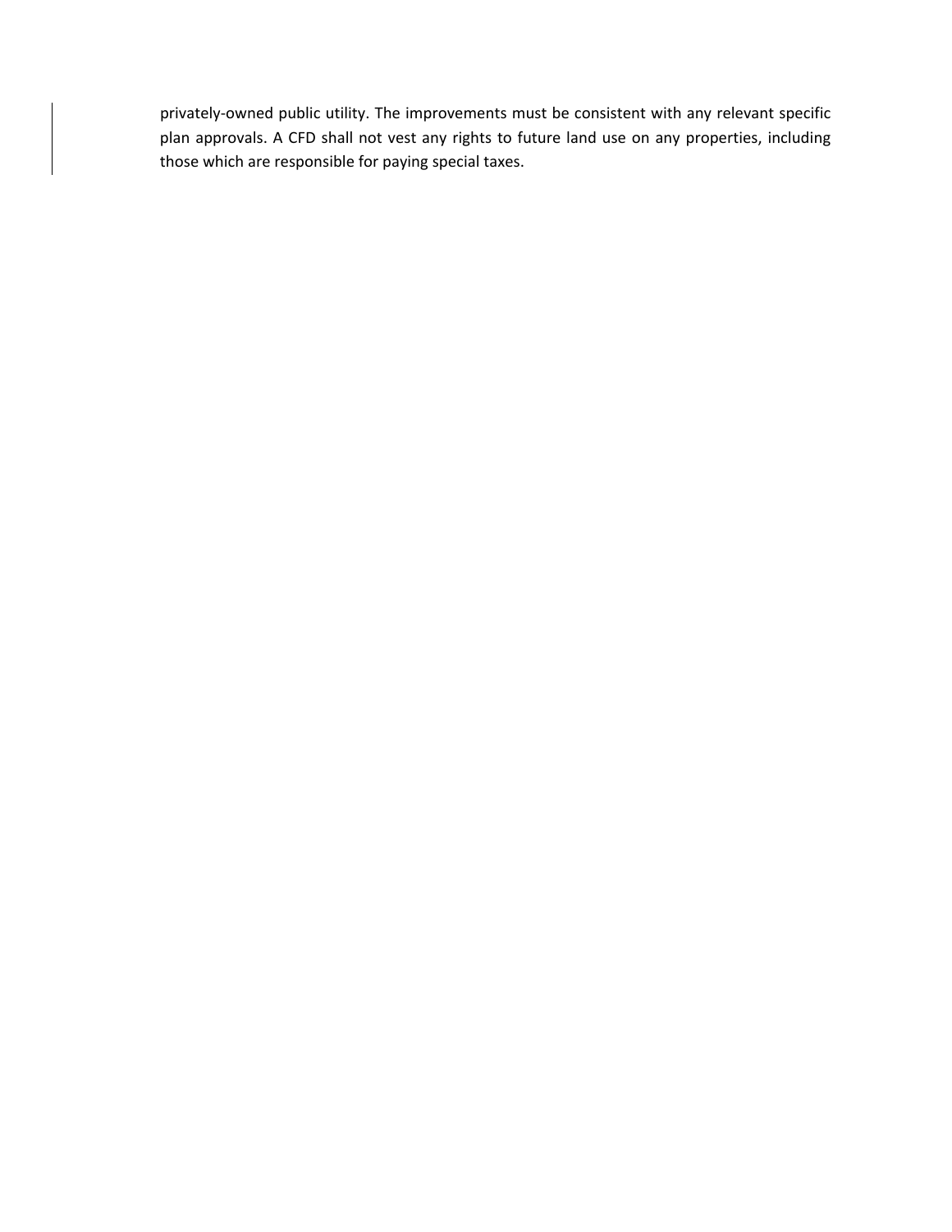privately-owned public utility. The improvements must be consistent with any relevant specific plan approvals. A CFD shall not vest any rights to future land use on any properties, including those which are responsible for paying special taxes.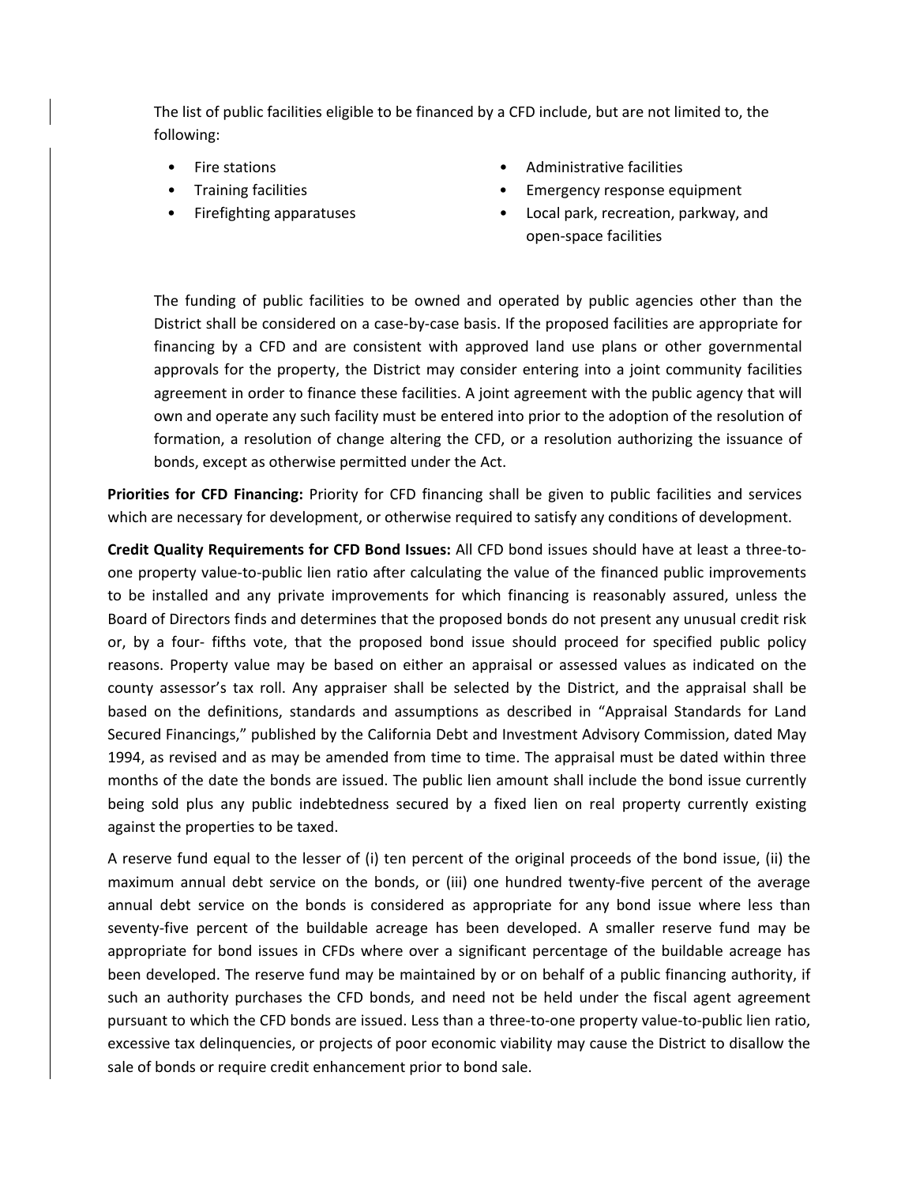The list of public facilities eligible to be financed by a CFD include, but are not limited to, the following:

- Fire stations
- Training facilities
- Firefighting apparatuses
- Administrative facilities
- Emergency response equipment
- Local park, recreation, parkway, and open-space facilities

The funding of public facilities to be owned and operated by public agencies other than the District shall be considered on a case-by-case basis. If the proposed facilities are appropriate for financing by a CFD and are consistent with approved land use plans or other governmental approvals for the property, the District may consider entering into a joint community facilities agreement in order to finance these facilities. A joint agreement with the public agency that will own and operate any such facility must be entered into prior to the adoption of the resolution of formation, a resolution of change altering the CFD, or a resolution authorizing the issuance of bonds, except as otherwise permitted under the Act.

**Priorities for CFD Financing:** Priority for CFD financing shall be given to public facilities and services which are necessary for development, or otherwise required to satisfy any conditions of development.

**Credit Quality Requirements for CFD Bond Issues:** All CFD bond issues should have at least a three-to-one property value-to-public lien ratio after calculating the value of the financed public improvements to be installed and any private improvements for which financing is reasonably assured, unless the Board of Directors finds and determines that the proposed bonds do not present any unusual credit risk or, by a four- fifths vote, that the proposed bond issue should proceed for specified public policy reasons. Property value may be based on either an appraisal or assessed values as indicated on the county assessor's tax roll. Any appraiser shall be selected by the District, and the appraisal shall be based on the definitions, standards and assumptions as described in "Appraisal Standards for Land Secured Financings," published by the California Debt and Investment Advisory Commission, dated May 1994, as revised and as may be amended from time to time. The appraisal must be dated within three months of the date the bonds are issued. The public lien amount shall include the bond issue currently being sold plus any public indebtedness secured by a fixed lien on real property currently existing against the properties to be taxed.

A reserve fund equal to the lesser of (i) ten percent of the original proceeds of the bond issue, (ii) the maximum annual debt service on the bonds, or (iii) one hundred twenty-five percent of the average annual debt service on the bonds is considered as appropriate for any bond issue where less than seventy-five percent of the buildable acreage has been developed. A smaller reserve fund may be appropriate for bond issues in CFDs where over a significant percentage of the buildable acreage has been developed. The reserve fund may be maintained by or on behalf of a public financing authority, if such an authority purchases the CFD bonds, and need not be held under the fiscal agent agreement pursuant to which the CFD bonds are issued. Less than a three-to-one property value-to-public lien ratio, excessive tax delinquencies, or projects of poor economic viability may cause the District to disallow the sale of bonds or require credit enhancement prior to bond sale.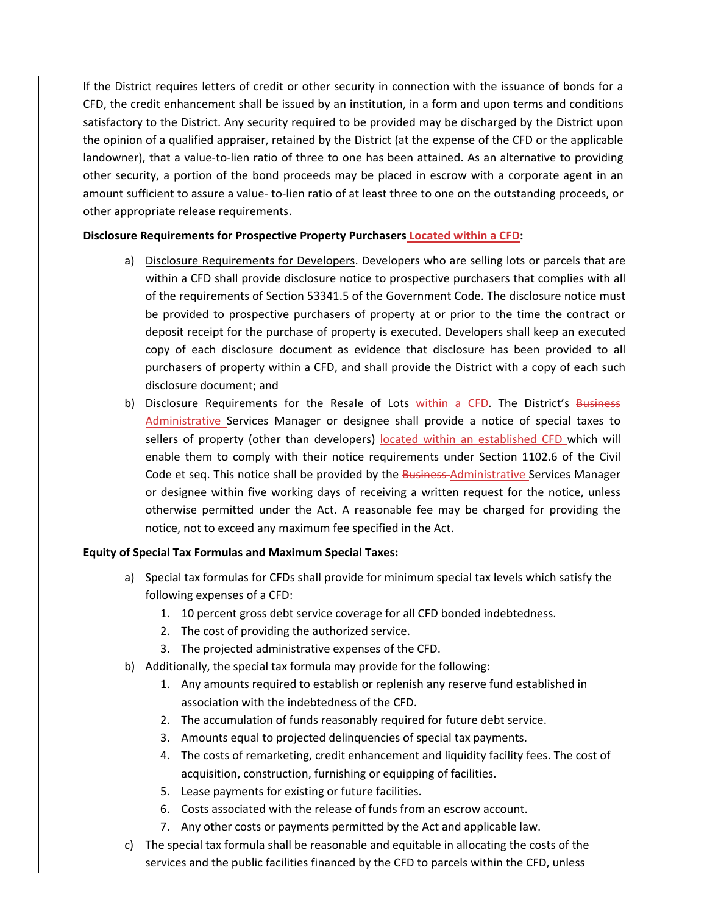If the District requires letters of credit or other security in connection with the issuance of bonds for a CFD, the credit enhancement shall be issued by an institution, in a form and upon terms and conditions satisfactory to the District. Any security required to be provided may be discharged by the District upon the opinion of a qualified appraiser, retained by the District (at the expense of the CFD or the applicable landowner), that a value-to-lien ratio of three to one has been attained. As an alternative to providing other security, a portion of the bond proceeds may be placed in escrow with a corporate agent in an amount sufficient to assure a value- to-lien ratio of at least three to one on the outstanding proceeds, or other appropriate release requirements.

**Disclosure Requirements for Prospective Property Purchasers Located within a CFD:**

a) Disclosure Requirements for Developers. Developers who are selling lots or parcels that are within a CFD shall provide disclosure notice to prospective purchasers that complies with all of the requirements of Section 53341.5 of the Government Code. The disclosure notice must be provided to prospective purchasers of property at or prior to the time the contract or deposit receipt for the purchase of property is executed. Developers shall keep an executed copy of each disclosure document as evidence that disclosure has been provided to all purchasers of property within a CFD, and shall provide the District with a copy of each such disclosure document; and

b) Disclosure Requirements for the Resale of Lots within a CFD. The District's ~~Business~~ Administrative Services Manager or designee shall provide a notice of special taxes to sellers of property (other than developers) located within an established CFD which will enable them to comply with their notice requirements under Section 1102.6 of the Civil Code et seq. This notice shall be provided by the ~~Business~~ Administrative Services Manager or designee within five working days of receiving a written request for the notice, unless otherwise permitted under the Act. A reasonable fee may be charged for providing the notice, not to exceed any maximum fee specified in the Act.

**Equity of Special Tax Formulas and Maximum Special Taxes:**

a) Special tax formulas for CFDs shall provide for minimum special tax levels which satisfy the following expenses of a CFD:
   1. 10 percent gross debt service coverage for all CFD bonded indebtedness.
   2. The cost of providing the authorized service.
   3. The projected administrative expenses of the CFD.

b) Additionally, the special tax formula may provide for the following:
   1. Any amounts required to establish or replenish any reserve fund established in association with the indebtedness of the CFD.
   2. The accumulation of funds reasonably required for future debt service.
   3. Amounts equal to projected delinquencies of special tax payments.
   4. The costs of remarketing, credit enhancement and liquidity facility fees. The cost of acquisition, construction, furnishing or equipping of facilities.
   5. Lease payments for existing or future facilities.
   6. Costs associated with the release of funds from an escrow account.
   7. Any other costs or payments permitted by the Act and applicable law.

c) The special tax formula shall be reasonable and equitable in allocating the costs of the services and the public facilities financed by the CFD to parcels within the CFD, unless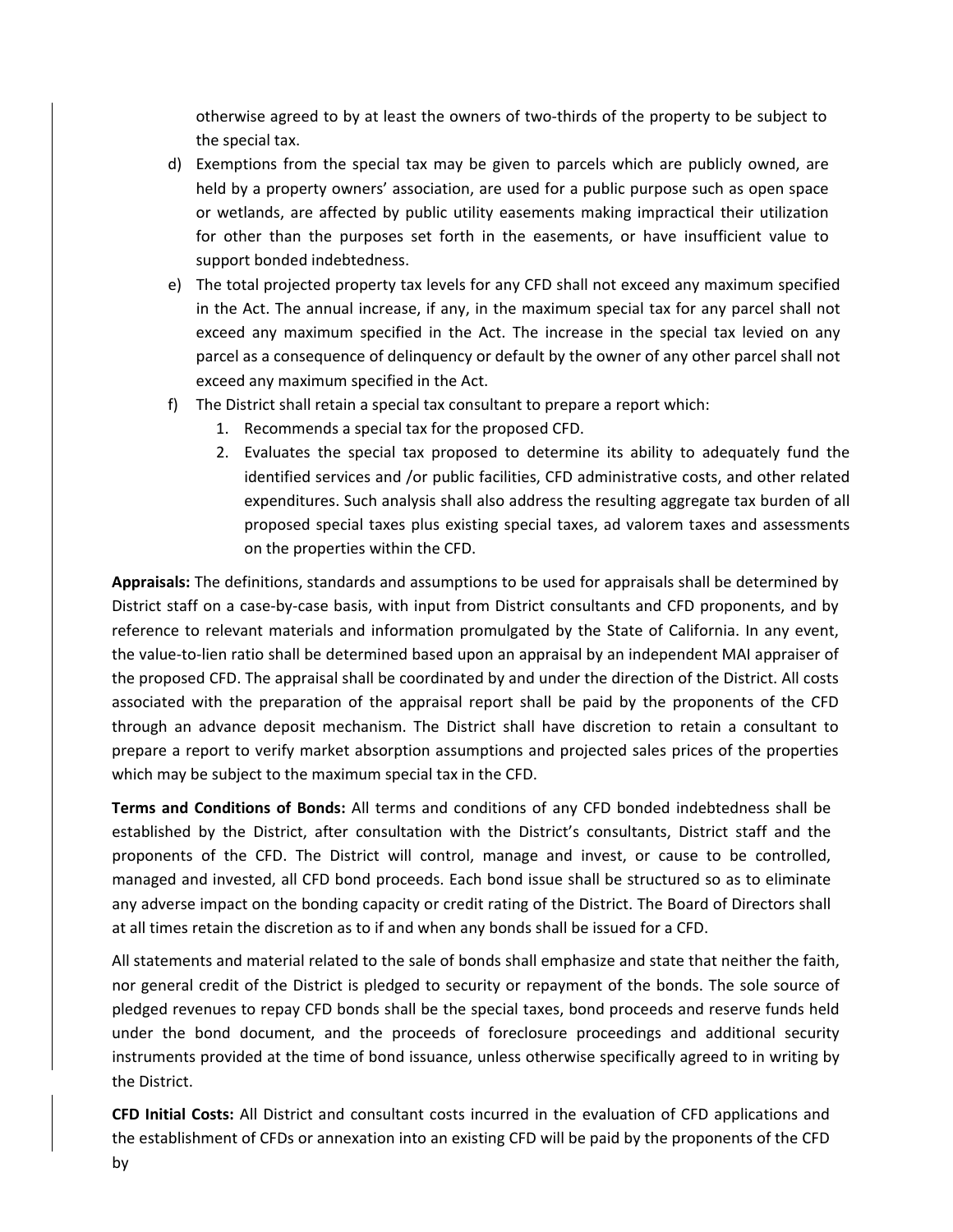otherwise agreed to by at least the owners of two-thirds of the property to be subject to the special tax.

d) Exemptions from the special tax may be given to parcels which are publicly owned, are held by a property owners' association, are used for a public purpose such as open space or wetlands, are affected by public utility easements making impractical their utilization for other than the purposes set forth in the easements, or have insufficient value to support bonded indebtedness.

e) The total projected property tax levels for any CFD shall not exceed any maximum specified in the Act. The annual increase, if any, in the maximum special tax for any parcel shall not exceed any maximum specified in the Act. The increase in the special tax levied on any parcel as a consequence of delinquency or default by the owner of any other parcel shall not exceed any maximum specified in the Act.

f) The District shall retain a special tax consultant to prepare a report which:
   1. Recommends a special tax for the proposed CFD.
   2. Evaluates the special tax proposed to determine its ability to adequately fund the identified services and /or public facilities, CFD administrative costs, and other related expenditures. Such analysis shall also address the resulting aggregate tax burden of all proposed special taxes plus existing special taxes, ad valorem taxes and assessments on the properties within the CFD.

**Appraisals:** The definitions, standards and assumptions to be used for appraisals shall be determined by District staff on a case-by-case basis, with input from District consultants and CFD proponents, and by reference to relevant materials and information promulgated by the State of California. In any event, the value-to-lien ratio shall be determined based upon an appraisal by an independent MAI appraiser of the proposed CFD. The appraisal shall be coordinated by and under the direction of the District. All costs associated with the preparation of the appraisal report shall be paid by the proponents of the CFD through an advance deposit mechanism. The District shall have discretion to retain a consultant to prepare a report to verify market absorption assumptions and projected sales prices of the properties which may be subject to the maximum special tax in the CFD.

**Terms and Conditions of Bonds:** All terms and conditions of any CFD bonded indebtedness shall be established by the District, after consultation with the District's consultants, District staff and the proponents of the CFD. The District will control, manage and invest, or cause to be controlled, managed and invested, all CFD bond proceeds. Each bond issue shall be structured so as to eliminate any adverse impact on the bonding capacity or credit rating of the District. The Board of Directors shall at all times retain the discretion as to if and when any bonds shall be issued for a CFD.

All statements and material related to the sale of bonds shall emphasize and state that neither the faith, nor general credit of the District is pledged to security or repayment of the bonds. The sole source of pledged revenues to repay CFD bonds shall be the special taxes, bond proceeds and reserve funds held under the bond document, and the proceeds of foreclosure proceedings and additional security instruments provided at the time of bond issuance, unless otherwise specifically agreed to in writing by the District.

**CFD Initial Costs:** All District and consultant costs incurred in the evaluation of CFD applications and the establishment of CFDs or annexation into an existing CFD will be paid by the proponents of the CFD by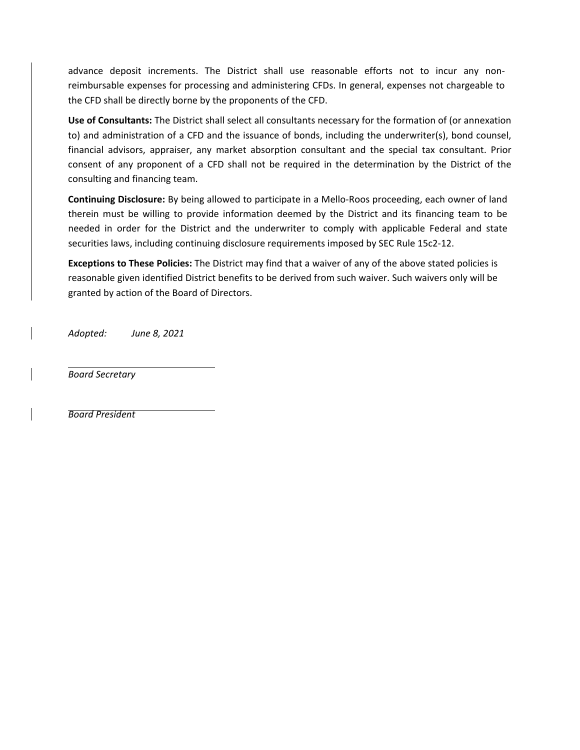advance deposit increments. The District shall use reasonable efforts not to incur any non-reimbursable expenses for processing and administering CFDs. In general, expenses not chargeable to the CFD shall be directly borne by the proponents of the CFD.

**Use of Consultants:** The District shall select all consultants necessary for the formation of (or annexation to) and administration of a CFD and the issuance of bonds, including the underwriter(s), bond counsel, financial advisors, appraiser, any market absorption consultant and the special tax consultant. Prior consent of any proponent of a CFD shall not be required in the determination by the District of the consulting and financing team.

**Continuing Disclosure:** By being allowed to participate in a Mello-Roos proceeding, each owner of land therein must be willing to provide information deemed by the District and its financing team to be needed in order for the District and the underwriter to comply with applicable Federal and state securities laws, including continuing disclosure requirements imposed by SEC Rule 15c2-12.

**Exceptions to These Policies:** The District may find that a waiver of any of the above stated policies is reasonable given identified District benefits to be derived from such waiver. Such waivers only will be granted by action of the Board of Directors.

*Adopted:* *June 8, 2021*

\_\_\_\_\_\_\_\_\_\_\_\_\_\_\_\_\_\_\_\_\_\_\_\_\_\_\_\_\_\_
*Board Secretary*

\_\_\_\_\_\_\_\_\_\_\_\_\_\_\_\_\_\_\_\_\_\_\_\_\_\_\_\_\_\_
*Board President*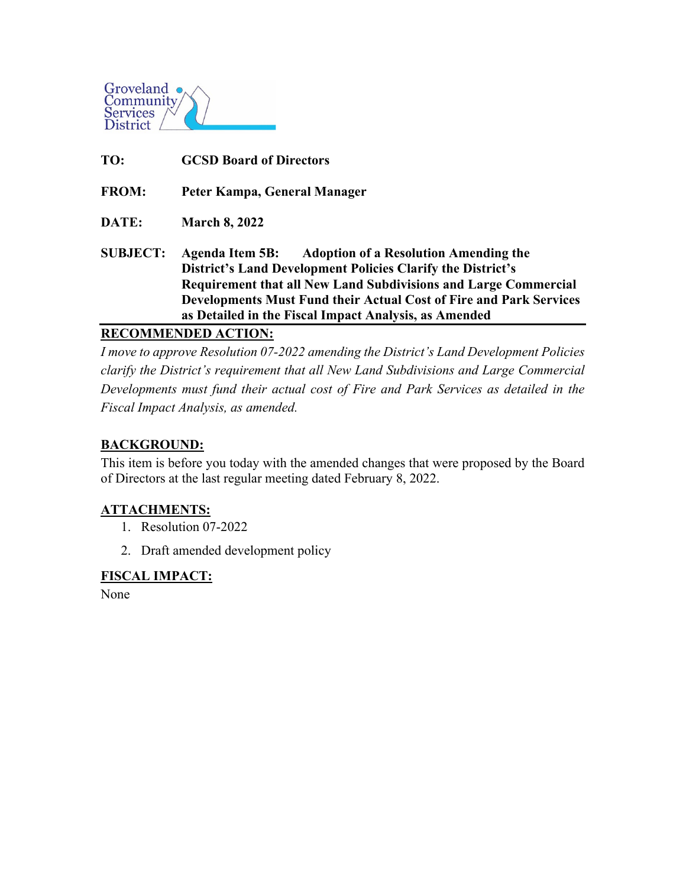Groveland Community Services District

**TO:** GCSD Board of Directors

**FROM:** Peter Kampa, General Manager

**DATE:** March 8, 2022

**SUBJECT:** Agenda Item 5B: Adoption of a Resolution Amending the District's Land Development Policies Clarify the District's Requirement that all New Land Subdivisions and Large Commercial Developments Must Fund their Actual Cost of Fire and Park Services as Detailed in the Fiscal Impact Analysis, as Amended

## RECOMMENDED ACTION:

*I move to approve Resolution 07-2022 amending the District's Land Development Policies clarify the District's requirement that all New Land Subdivisions and Large Commercial Developments must fund their actual cost of Fire and Park Services as detailed in the Fiscal Impact Analysis, as amended.*

## BACKGROUND:

This item is before you today with the amended changes that were proposed by the Board of Directors at the last regular meeting dated February 8, 2022.

## ATTACHMENTS:

1. Resolution 07-2022
2. Draft amended development policy

## FISCAL IMPACT:

None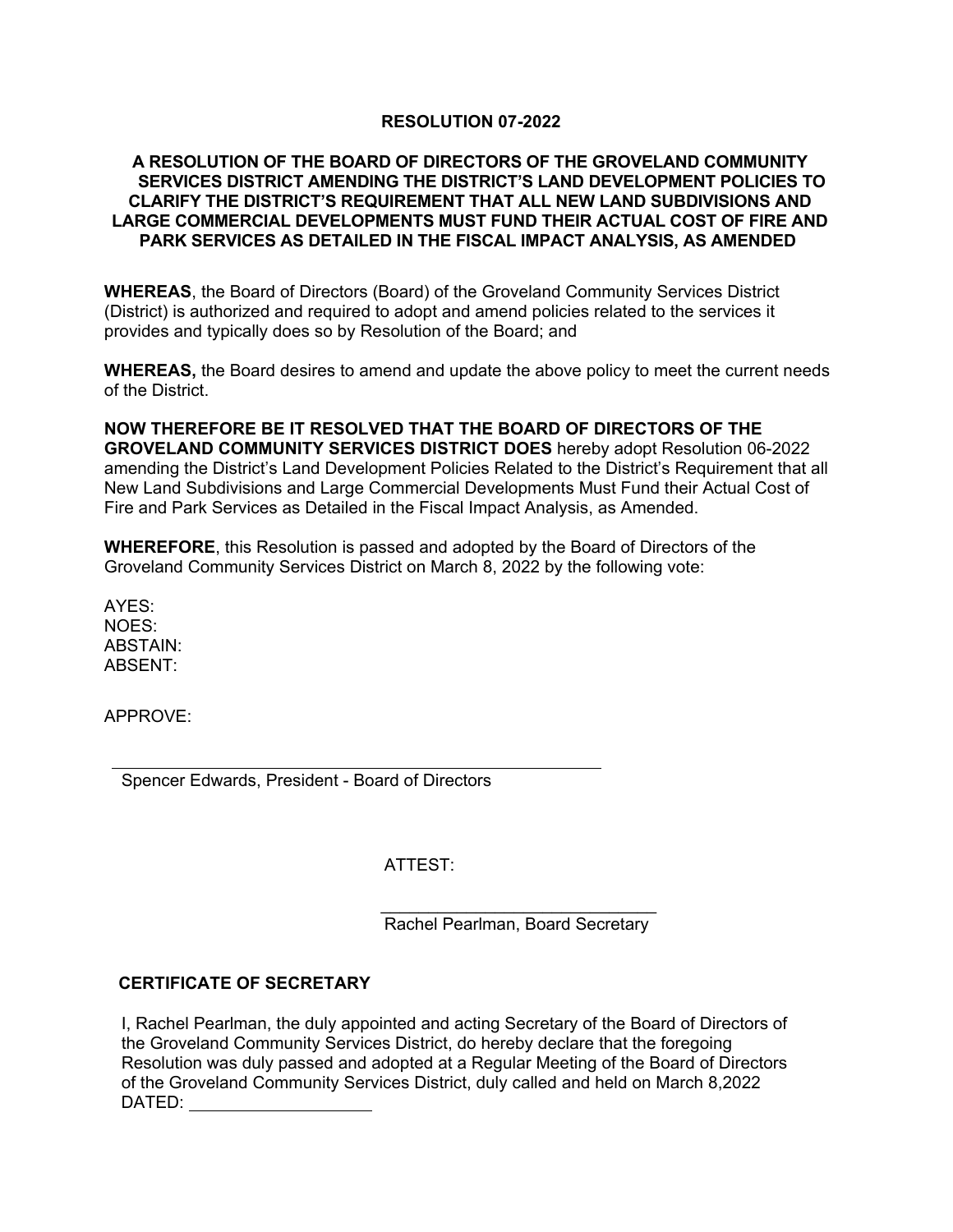# RESOLUTION 07-2022

## A RESOLUTION OF THE BOARD OF DIRECTORS OF THE GROVELAND COMMUNITY SERVICES DISTRICT AMENDING THE DISTRICT'S LAND DEVELOPMENT POLICIES TO CLARIFY THE DISTRICT'S REQUIREMENT THAT ALL NEW LAND SUBDIVISIONS AND LARGE COMMERCIAL DEVELOPMENTS MUST FUND THEIR ACTUAL COST OF FIRE AND PARK SERVICES AS DETAILED IN THE FISCAL IMPACT ANALYSIS, AS AMENDED

**WHEREAS**, the Board of Directors (Board) of the Groveland Community Services District (District) is authorized and required to adopt and amend policies related to the services it provides and typically does so by Resolution of the Board; and

**WHEREAS,** the Board desires to amend and update the above policy to meet the current needs of the District.

**NOW THEREFORE BE IT RESOLVED THAT THE BOARD OF DIRECTORS OF THE GROVELAND COMMUNITY SERVICES DISTRICT DOES** hereby adopt Resolution 06-2022 amending the District's Land Development Policies Related to the District's Requirement that all New Land Subdivisions and Large Commercial Developments Must Fund their Actual Cost of Fire and Park Services as Detailed in the Fiscal Impact Analysis, as Amended.

**WHEREFORE**, this Resolution is passed and adopted by the Board of Directors of the Groveland Community Services District on March 8, 2022 by the following vote:

AYES:
NOES:
ABSTAIN:
ABSENT:

APPROVE:

\_\_\_\_\_\_\_\_\_\_\_\_\_\_\_\_\_\_\_\_\_\_\_\_\_\_\_\_\_\_\_\_\_\_\_\_\_\_\_\_
Spencer Edwards, President - Board of Directors

ATTEST:

\_\_\_\_\_\_\_\_\_\_\_\_\_\_\_\_\_\_\_\_\_\_\_\_\_\_\_\_\_\_
Rachel Pearlman, Board Secretary

**CERTIFICATE OF SECRETARY**

I, Rachel Pearlman, the duly appointed and acting Secretary of the Board of Directors of the Groveland Community Services District, do hereby declare that the foregoing Resolution was duly passed and adopted at a Regular Meeting of the Board of Directors of the Groveland Community Services District, duly called and held on March 8,2022

DATED: \_\_\_\_\_\_\_\_\_\_\_\_\_\_\_\_\_\_\_\_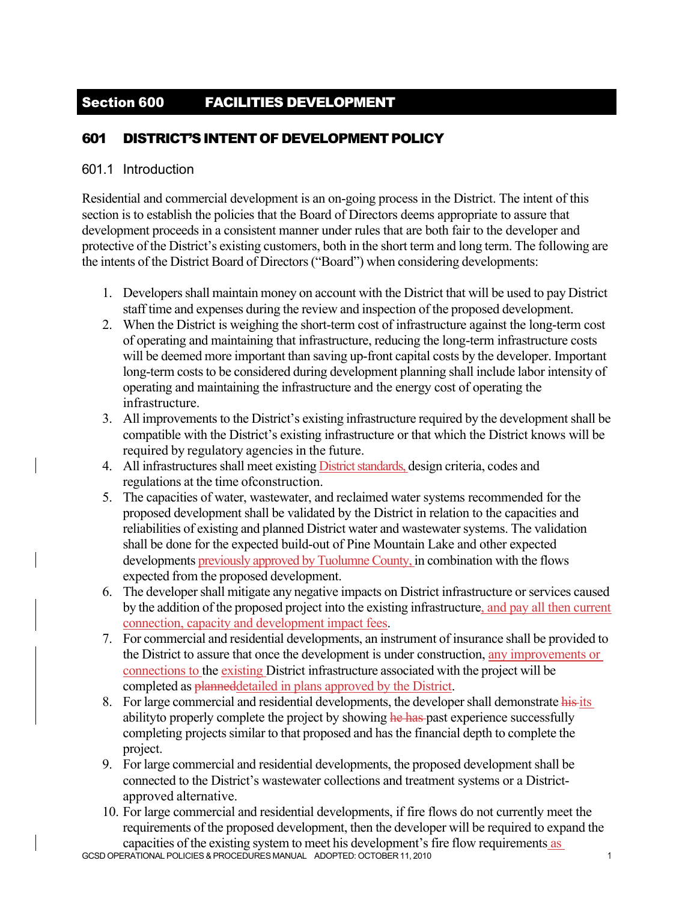# Section 600 FACILITIES DEVELOPMENT

## 601 DISTRICT'S INTENT OF DEVELOPMENT POLICY

### 601.1 Introduction

Residential and commercial development is an on-going process in the District. The intent of this section is to establish the policies that the Board of Directors deems appropriate to assure that development proceeds in a consistent manner under rules that are both fair to the developer and protective of the District's existing customers, both in the short term and long term. The following are the intents of the District Board of Directors ("Board") when considering developments:

1. Developers shall maintain money on account with the District that will be used to pay District staff time and expenses during the review and inspection of the proposed development.
2. When the District is weighing the short-term cost of infrastructure against the long-term cost of operating and maintaining that infrastructure, reducing the long-term infrastructure costs will be deemed more important than saving up-front capital costs by the developer. Important long-term costs to be considered during development planning shall include labor intensity of operating and maintaining the infrastructure and the energy cost of operating the infrastructure.
3. All improvements to the District's existing infrastructure required by the development shall be compatible with the District's existing infrastructure or that which the District knows will be required by regulatory agencies in the future.
4. All infrastructures shall meet existing District standards, design criteria, codes and regulations at the time ofconstruction.
5. The capacities of water, wastewater, and reclaimed water systems recommended for the proposed development shall be validated by the District in relation to the capacities and reliabilities of existing and planned District water and wastewater systems. The validation shall be done for the expected build-out of Pine Mountain Lake and other expected developments previously approved by Tuolumne County, in combination with the flows expected from the proposed development.
6. The developer shall mitigate any negative impacts on District infrastructure or services caused by the addition of the proposed project into the existing infrastructure, and pay all then current connection, capacity and development impact fees.
7. For commercial and residential developments, an instrument of insurance shall be provided to the District to assure that once the development is under construction, any improvements or connections to the existing District infrastructure associated with the project will be completed as ~~planned~~detailed in plans approved by the District.
8. For large commercial and residential developments, the developer shall demonstrate ~~his~~ its abilityto properly complete the project by showing ~~he has~~ past experience successfully completing projects similar to that proposed and has the financial depth to complete the project.
9. For large commercial and residential developments, the proposed development shall be connected to the District's wastewater collections and treatment systems or a District-approved alternative.
10. For large commercial and residential developments, if fire flows do not currently meet the requirements of the proposed development, then the developer will be required to expand the capacities of the existing system to meet his development's fire flow requirements as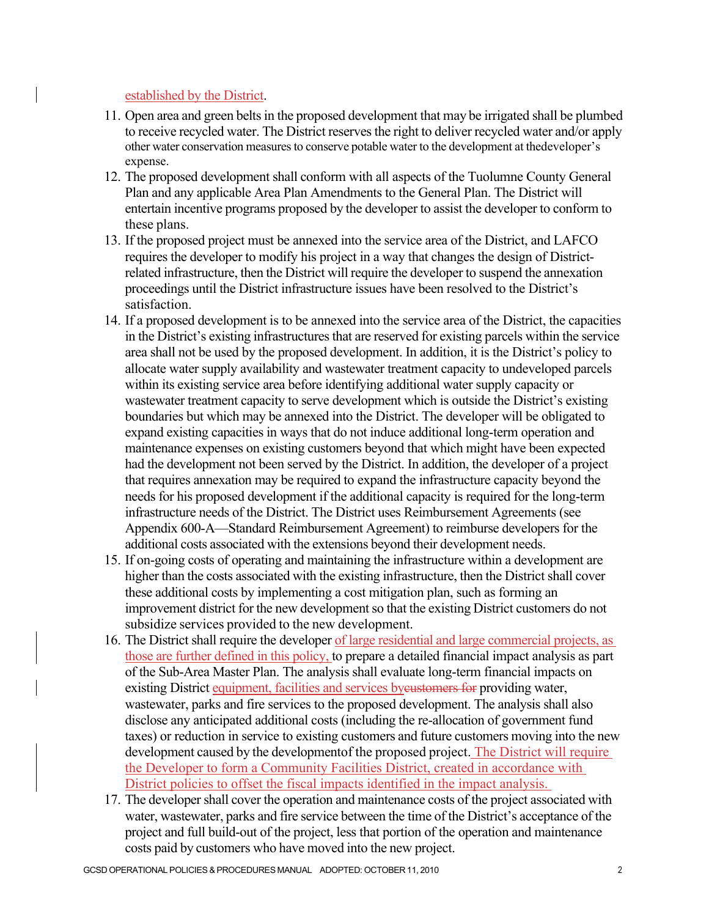established by the District.

11. Open area and green belts in the proposed development that may be irrigated shall be plumbed to receive recycled water. The District reserves the right to deliver recycled water and/or apply other water conservation measures to conserve potable water to the development at thedeveloper's expense.
12. The proposed development shall conform with all aspects of the Tuolumne County General Plan and any applicable Area Plan Amendments to the General Plan. The District will entertain incentive programs proposed by the developer to assist the developer to conform to these plans.
13. If the proposed project must be annexed into the service area of the District, and LAFCO requires the developer to modify his project in a way that changes the design of District-related infrastructure, then the District will require the developer to suspend the annexation proceedings until the District infrastructure issues have been resolved to the District's satisfaction.
14. If a proposed development is to be annexed into the service area of the District, the capacities in the District's existing infrastructures that are reserved for existing parcels within the service area shall not be used by the proposed development. In addition, it is the District's policy to allocate water supply availability and wastewater treatment capacity to undeveloped parcels within its existing service area before identifying additional water supply capacity or wastewater treatment capacity to serve development which is outside the District's existing boundaries but which may be annexed into the District. The developer will be obligated to expand existing capacities in ways that do not induce additional long-term operation and maintenance expenses on existing customers beyond that which might have been expected had the development not been served by the District. In addition, the developer of a project that requires annexation may be required to expand the infrastructure capacity beyond the needs for his proposed development if the additional capacity is required for the long-term infrastructure needs of the District. The District uses Reimbursement Agreements (see Appendix 600-A—Standard Reimbursement Agreement) to reimburse developers for the additional costs associated with the extensions beyond their development needs.
15. If on-going costs of operating and maintaining the infrastructure within a development are higher than the costs associated with the existing infrastructure, then the District shall cover these additional costs by implementing a cost mitigation plan, such as forming an improvement district for the new development so that the existing District customers do not subsidize services provided to the new development.
16. The District shall require the developer of large residential and large commercial projects, as those are further defined in this policy, to prepare a detailed financial impact analysis as part of the Sub-Area Master Plan. The analysis shall evaluate long-term financial impacts on existing District equipment, facilities and services by~~customers for~~ providing water, wastewater, parks and fire services to the proposed development. The analysis shall also disclose any anticipated additional costs (including the re-allocation of government fund taxes) or reduction in service to existing customers and future customers moving into the new development caused by the developmentof the proposed project. The District will require the Developer to form a Community Facilities District, created in accordance with District policies to offset the fiscal impacts identified in the impact analysis.
17. The developer shall cover the operation and maintenance costs of the project associated with water, wastewater, parks and fire service between the time of the District's acceptance of the project and full build-out of the project, less that portion of the operation and maintenance costs paid by customers who have moved into the new project.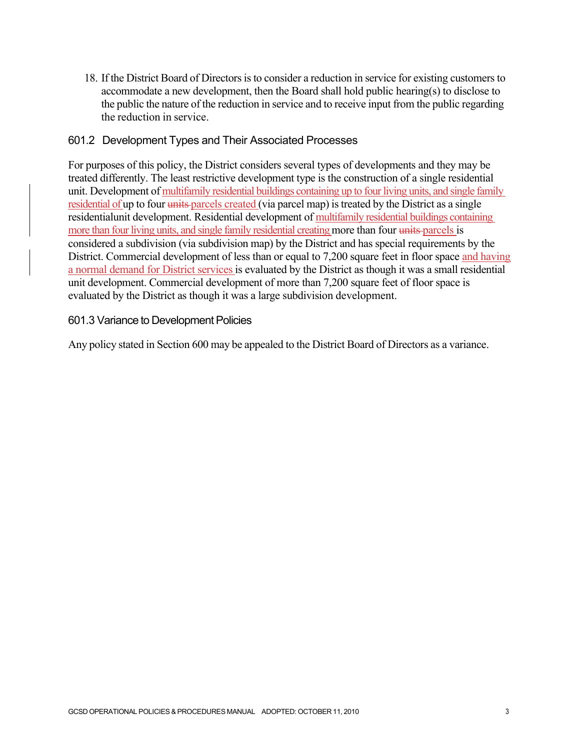18. If the District Board of Directors is to consider a reduction in service for existing customers to accommodate a new development, then the Board shall hold public hearing(s) to disclose to the public the nature of the reduction in service and to receive input from the public regarding the reduction in service.

## 601.2 Development Types and Their Associated Processes

For purposes of this policy, the District considers several types of developments and they may be treated differently. The least restrictive development type is the construction of a single residential unit. Development of multifamily residential buildings containing up to four living units, and single family residential of up to four ~~units~~ parcels created (via parcel map) is treated by the District as a single residentialunit development. Residential development of multifamily residential buildings containing more than four living units, and single family residential creating more than four ~~units~~ parcels is considered a subdivision (via subdivision map) by the District and has special requirements by the District. Commercial development of less than or equal to 7,200 square feet in floor space and having a normal demand for District services is evaluated by the District as though it was a small residential unit development. Commercial development of more than 7,200 square feet of floor space is evaluated by the District as though it was a large subdivision development.

## 601.3 Variance to Development Policies

Any policy stated in Section 600 may be appealed to the District Board of Directors as a variance.